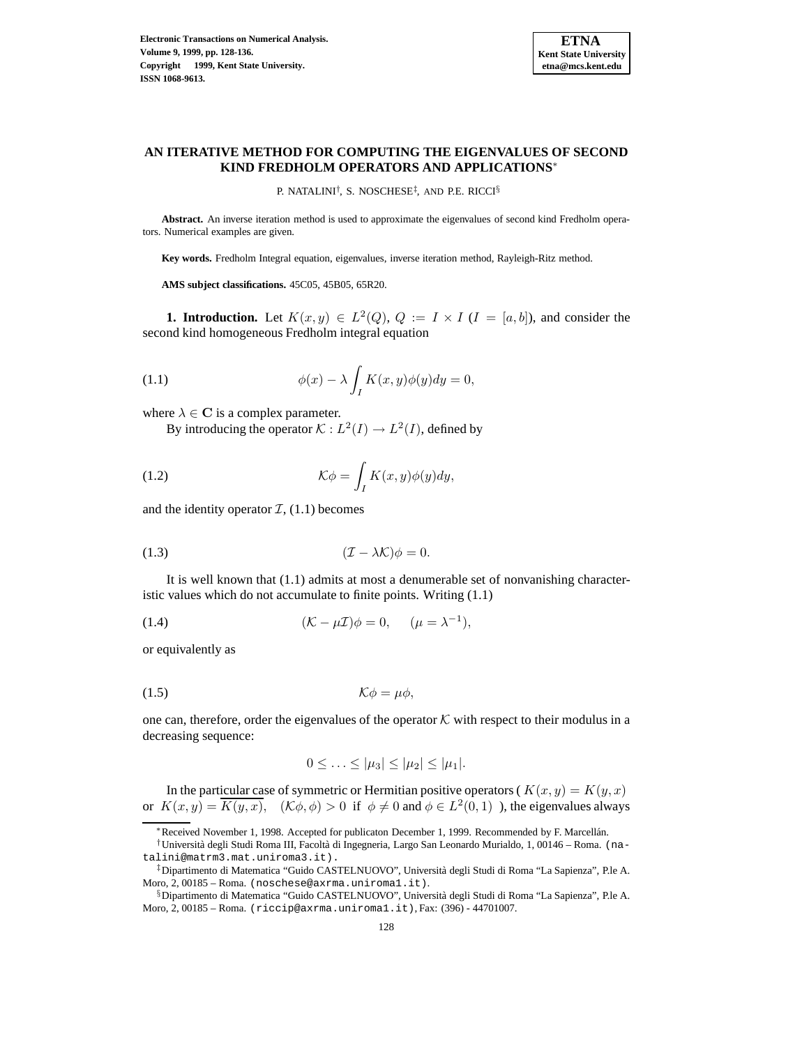# AN ITERATIVE METHOD FOR COMPUTING THE EIGENVALUES OF SECOND KIND FREDHOLM OPERATORS AND APPLICATIONS[*]

P. NATALINI[†], S. NOSCHESE[‡], AND P.E. RICCI[§]

**Abstract.** An inverse iteration method is used to approximate the eigenvalues of second kind Fredholm operators. Numerical examples are given.

**Key words.** Fredholm Integral equation, eigenvalues, inverse iteration method, Rayleigh-Ritz method.

**AMS subject classifications.** 45C05, 45B05, 65R20.

**1. Introduction.** Let $K(x,y) \in L^2(Q)$, $Q := I \times I$ ($I = [a,b]$), and consider the second kind homogeneous Fredholm integral equation

$$\phi(x) - \lambda \int_I K(x,y)\phi(y)dy = 0, \tag{1.1}$$

where $\lambda \in \mathbf{C}$ is a complex parameter.

By introducing the operator $\mathcal{K} : L^2(I) \to L^2(I)$, defined by

$$\mathcal{K}\phi = \int_I K(x,y)\phi(y)dy, \tag{1.2}$$

and the identity operator $\mathcal{I}$, (1.1) becomes

$$(\mathcal{I} - \lambda\mathcal{K})\phi = 0. \tag{1.3}$$

It is well known that (1.1) admits at most a denumerable set of nonvanishing characteristic values which do not accumulate to finite points. Writing (1.1)

$$(\mathcal{K} - \mu\mathcal{I})\phi = 0, \qquad (\mu = \lambda^{-1}), \tag{1.4}$$

or equivalently as

$$\mathcal{K}\phi = \mu\phi, \tag{1.5}$$

one can, therefore, order the eigenvalues of the operator $\mathcal{K}$ with respect to their modulus in a decreasing sequence:

$$0 \leq \ldots \leq |\mu_3| \leq |\mu_2| \leq |\mu_1|.$$

In the particular case of symmetric or Hermitian positive operators ( $K(x,y) = K(y,x)$ or $K(x,y) = \overline{K(y,x)}$, $\quad (\mathcal{K}\phi,\phi) > 0$ if $\phi \neq 0$ and $\phi \in L^2(0,1)$ ), the eigenvalues always

---

[*] Received November 1, 1998. Accepted for publicaton December 1, 1999. Recommended by F. Marcellán.

[†] Università degli Studi Roma III, Facoltà di Ingegneria, Largo San Leonardo Murialdo, 1, 00146 – Roma. (natalini@matrm3.mat.uniroma3.it).

[‡] Dipartimento di Matematica "Guido CASTELNUOVO", Università degli Studi di Roma "La Sapienza", P.le A. Moro, 2, 00185 – Roma. (noschese@axrma.uniroma1.it).

[§] Dipartimento di Matematica "Guido CASTELNUOVO", Università degli Studi di Roma "La Sapienza", P.le A. Moro, 2, 00185 – Roma. (riccip@axrma.uniroma1.it), Fax: (396) - 44701007.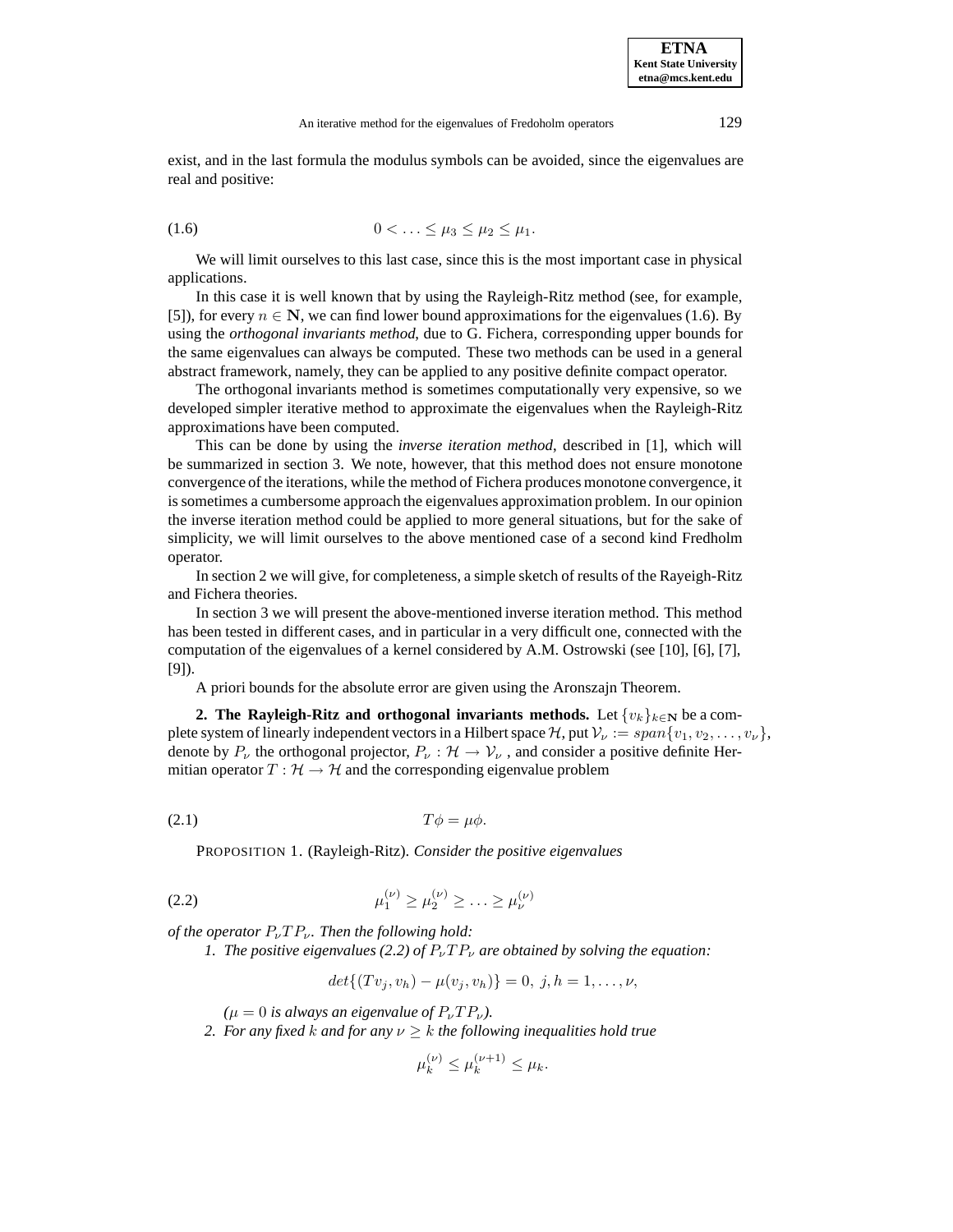exist, and in the last formula the modulus symbols can be avoided, since the eigenvalues are real and positive:

$$0 < \ldots \leq \mu_3 \leq \mu_2 \leq \mu_1. \tag{1.6}$$

We will limit ourselves to this last case, since this is the most important case in physical applications.

In this case it is well known that by using the Rayleigh-Ritz method (see, for example, [5]), for every $n \in \mathbf{N}$, we can find lower bound approximations for the eigenvalues (1.6). By using the *orthogonal invariants method*, due to G. Fichera, corresponding upper bounds for the same eigenvalues can always be computed. These two methods can be used in a general abstract framework, namely, they can be applied to any positive definite compact operator.

The orthogonal invariants method is sometimes computationally very expensive, so we developed simpler iterative method to approximate the eigenvalues when the Rayleigh-Ritz approximations have been computed.

This can be done by using the *inverse iteration method*, described in [1], which will be summarized in section 3. We note, however, that this method does not ensure monotone convergence of the iterations, while the method of Fichera produces monotone convergence, it is sometimes a cumbersome approach the eigenvalues approximation problem. In our opinion the inverse iteration method could be applied to more general situations, but for the sake of simplicity, we will limit ourselves to the above mentioned case of a second kind Fredholm operator.

In section 2 we will give, for completeness, a simple sketch of results of the Rayeigh-Ritz and Fichera theories.

In section 3 we will present the above-mentioned inverse iteration method. This method has been tested in different cases, and in particular in a very difficult one, connected with the computation of the eigenvalues of a kernel considered by A.M. Ostrowski (see [10], [6], [7], [9]).

A priori bounds for the absolute error are given using the Aronszajn Theorem.

**2. The Rayleigh-Ritz and orthogonal invariants methods.** Let $\{v_k\}_{k\in\mathbf{N}}$ be a complete system of linearly independent vectors in a Hilbert space $\mathcal{H}$, put $\mathcal{V}_\nu := span\{v_1, v_2, \ldots, v_\nu\}$, denote by $P_\nu$ the orthogonal projector, $P_\nu : \mathcal{H} \to \mathcal{V}_\nu$ , and consider a positive definite Hermitian operator $T : \mathcal{H} \to \mathcal{H}$ and the corresponding eigenvalue problem

$$T\phi = \mu\phi. \tag{2.1}$$

PROPOSITION 1. (Rayleigh-Ritz). *Consider the positive eigenvalues*

$$\mu_1^{(\nu)} \geq \mu_2^{(\nu)} \geq \ldots \geq \mu_\nu^{(\nu)} \tag{2.2}$$

*of the operator $P_\nu T P_\nu$. Then the following hold:*

1. *The positive eigenvalues (2.2) of $P_\nu T P_\nu$ are obtained by solving the equation:*

$$det\{(Tv_j, v_h) - \mu(v_j, v_h)\} = 0,\ j, h = 1, \ldots, \nu,$$

*($\mu = 0$ is always an eigenvalue of $P_\nu T P_\nu$).*

2. *For any fixed $k$ and for any $\nu \geq k$ the following inequalities hold true*

$$\mu_k^{(\nu)} \leq \mu_k^{(\nu+1)} \leq \mu_k.$$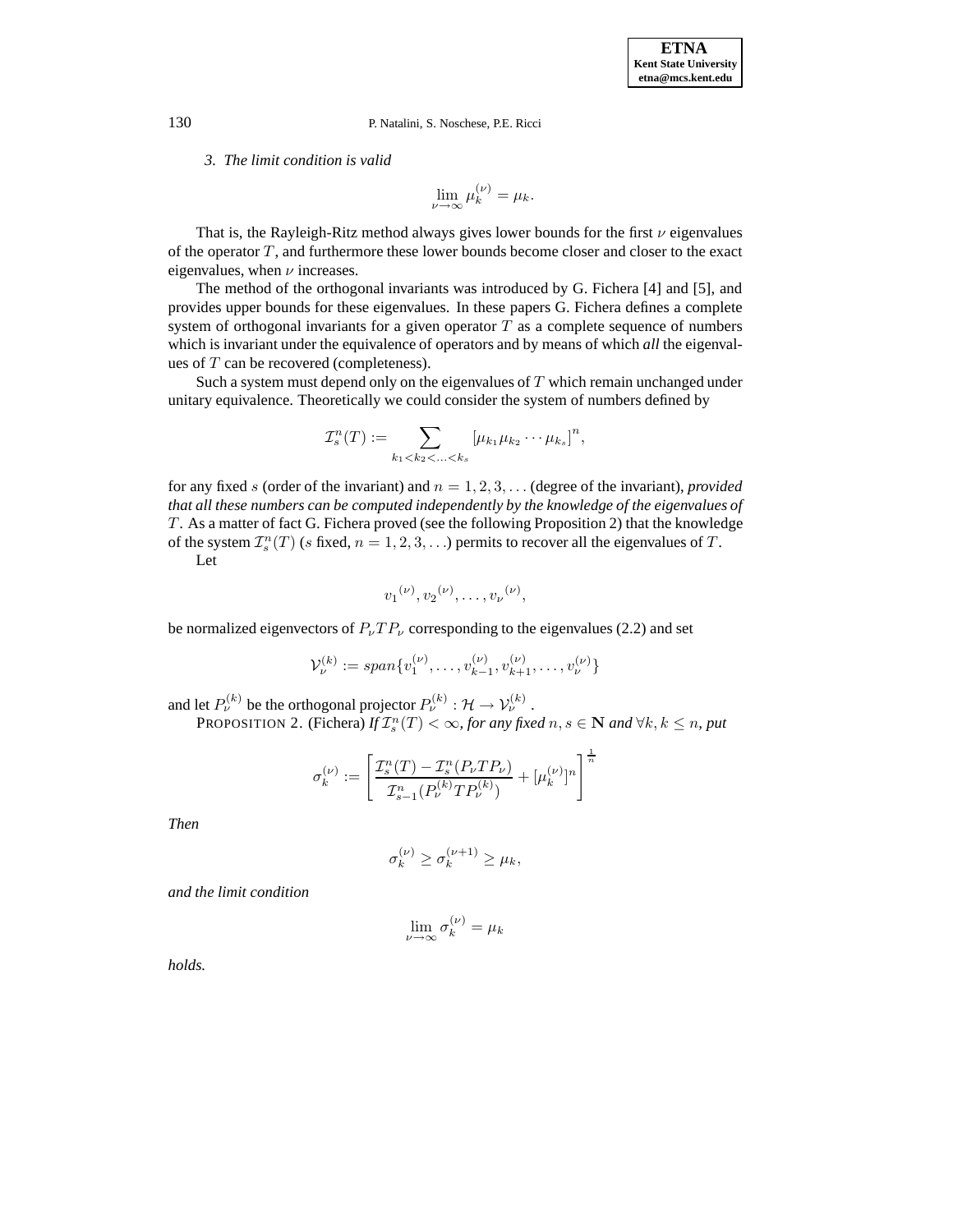*3. The limit condition is valid*

$$\lim_{\nu \to \infty} \mu_k^{(\nu)} = \mu_k.$$

That is, the Rayleigh-Ritz method always gives lower bounds for the first $\nu$ eigenvalues of the operator $T$, and furthermore these lower bounds become closer and closer to the exact eigenvalues, when $\nu$ increases.

The method of the orthogonal invariants was introduced by G. Fichera [4] and [5], and provides upper bounds for these eigenvalues. In these papers G. Fichera defines a complete system of orthogonal invariants for a given operator $T$ as a complete sequence of numbers which is invariant under the equivalence of operators and by means of which *all* the eigenvalues of $T$ can be recovered (completeness).

Such a system must depend only on the eigenvalues of $T$ which remain unchanged under unitary equivalence. Theoretically we could consider the system of numbers defined by

$$\mathcal{I}_s^n(T) := \sum_{k_1 < k_2 < \ldots < k_s} [\mu_{k_1} \mu_{k_2} \cdots \mu_{k_s}]^n,$$

for any fixed $s$ (order of the invariant) and $n = 1, 2, 3, \ldots$ (degree of the invariant), *provided that all these numbers can be computed independently by the knowledge of the eigenvalues of* $T$. As a matter of fact G. Fichera proved (see the following Proposition 2) that the knowledge of the system $\mathcal{I}_s^n(T)$ ($s$ fixed, $n = 1, 2, 3, \ldots$) permits to recover all the eigenvalues of $T$.

Let

$$v_1{}^{(\nu)}, v_2{}^{(\nu)}, \ldots, v_\nu{}^{(\nu)},$$

be normalized eigenvectors of $P_\nu T P_\nu$ corresponding to the eigenvalues (2.2) and set

$$\mathcal{V}_\nu^{(k)} := span\{v_1^{(\nu)}, \ldots, v_{k-1}^{(\nu)}, v_{k+1}^{(\nu)}, \ldots, v_\nu^{(\nu)}\}$$

and let $P_\nu^{(k)}$ be the orthogonal projector $P_\nu^{(k)} : \mathcal{H} \to \mathcal{V}_\nu^{(k)}$.

PROPOSITION 2. (Fichera) *If $\mathcal{I}_s^n(T) < \infty$, for any fixed $n, s \in \mathbf{N}$ and $\forall k, k \leq n$, put*

$$\sigma_k^{(\nu)} := \left[ \frac{\mathcal{I}_s^n(T) - \mathcal{I}_s^n(P_\nu T P_\nu)}{\mathcal{I}_{s-1}^n(P_\nu^{(k)} T P_\nu^{(k)})} + [\mu_k^{(\nu)}]^n \right]^{\frac{1}{n}}$$

*Then*

$$\sigma_k^{(\nu)} \geq \sigma_k^{(\nu+1)} \geq \mu_k,$$

*and the limit condition*

$$\lim_{\nu \to \infty} \sigma_k^{(\nu)} = \mu_k$$

*holds.*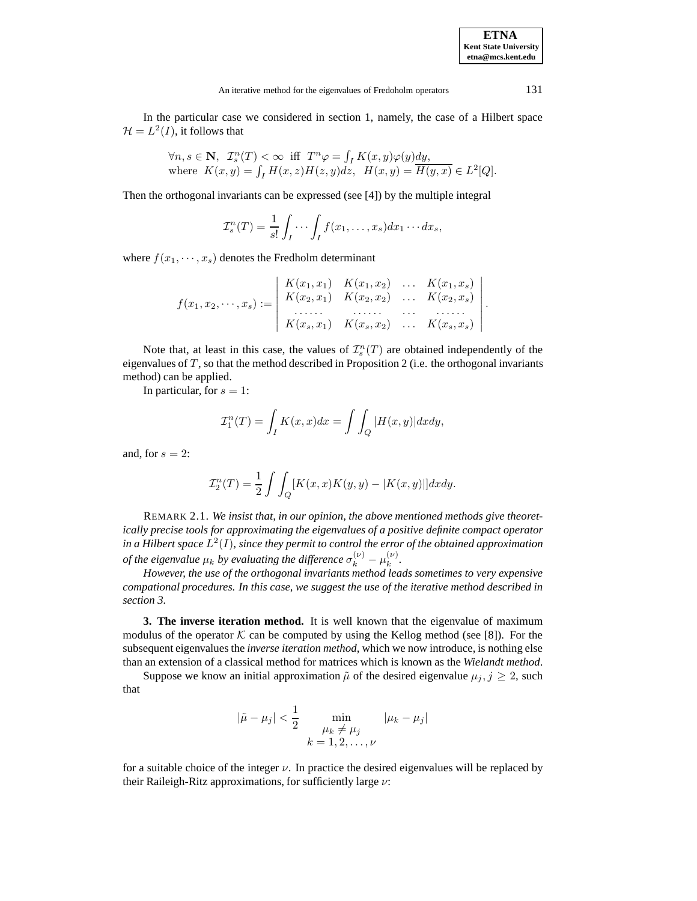In the particular case we considered in section 1, namely, the case of a Hilbert space $\mathcal{H} = L^2(I)$, it follows that

$$
\begin{aligned}
&\forall n, s \in \mathbf{N}, \;\; \mathcal{I}_s^n(T) < \infty \;\text{ iff }\; T^n\varphi = \textstyle\int_I K(x,y)\varphi(y)dy, \\
&\text{where } \; K(x,y) = \textstyle\int_I H(x,z)H(z,y)dz, \;\; H(x,y) = \overline{H(y,x)} \in L^2[Q].
\end{aligned}
$$

Then the orthogonal invariants can be expressed (see [4]) by the multiple integral

$$
\mathcal{I}_s^n(T) = \frac{1}{s!}\int_I \cdots \int_I f(x_1, \ldots, x_s)dx_1 \cdots dx_s,
$$

where $f(x_1, \cdots, x_s)$ denotes the Fredholm determinant

$$
f(x_1, x_2, \cdots, x_s) := \begin{vmatrix} K(x_1,x_1) & K(x_1,x_2) & \ldots & K(x_1,x_s) \\ K(x_2,x_1) & K(x_2,x_2) & \ldots & K(x_2,x_s) \\ \ldots\ldots & \ldots\ldots & \ldots & \ldots\ldots \\ K(x_s,x_1) & K(x_s,x_2) & \ldots & K(x_s,x_s) \end{vmatrix}.
$$

Note that, at least in this case, the values of $\mathcal{I}_s^n(T)$ are obtained independently of the eigenvalues of $T$, so that the method described in Proposition 2 (i.e. the orthogonal invariants method) can be applied.

In particular, for $s = 1$:

$$
\mathcal{I}_1^n(T) = \int_I K(x,x)dx = \int\int_Q |H(x,y)|dxdy,
$$

and, for $s = 2$:

$$
\mathcal{I}_2^n(T) = \frac{1}{2}\int\int_Q [K(x,x)K(y,y) - |K(x,y)|]dxdy.
$$

REMARK 2.1. *We insist that, in our opinion, the above mentioned methods give theoretically precise tools for approximating the eigenvalues of a positive definite compact operator in a Hilbert space $L^2(I)$, since they permit to control the error of the obtained approximation of the eigenvalue $\mu_k$ by evaluating the difference $\sigma_k^{(\nu)} - \mu_k^{(\nu)}$.*

*However, the use of the orthogonal invariants method leads sometimes to very expensive compational procedures. In this case, we suggest the use of the iterative method described in section 3.*

**3. The inverse iteration method.** It is well known that the eigenvalue of maximum modulus of the operator $\mathcal{K}$ can be computed by using the Kellog method (see [8]). For the subsequent eigenvalues the *inverse iteration method*, which we now introduce, is nothing else than an extension of a classical method for matrices which is known as the *Wielandt method*.

Suppose we know an initial approximation $\tilde{\mu}$ of the desired eigenvalue $\mu_j$, $j \geq 2$, such that

$$
|\tilde{\mu} - \mu_j| < \frac{1}{2} \min_{\substack{\mu_k \neq \mu_j \\ k = 1,2,\ldots,\nu}} |\mu_k - \mu_j|
$$

for a suitable choice of the integer $\nu$. In practice the desired eigenvalues will be replaced by their Raileigh-Ritz approximations, for sufficiently large $\nu$: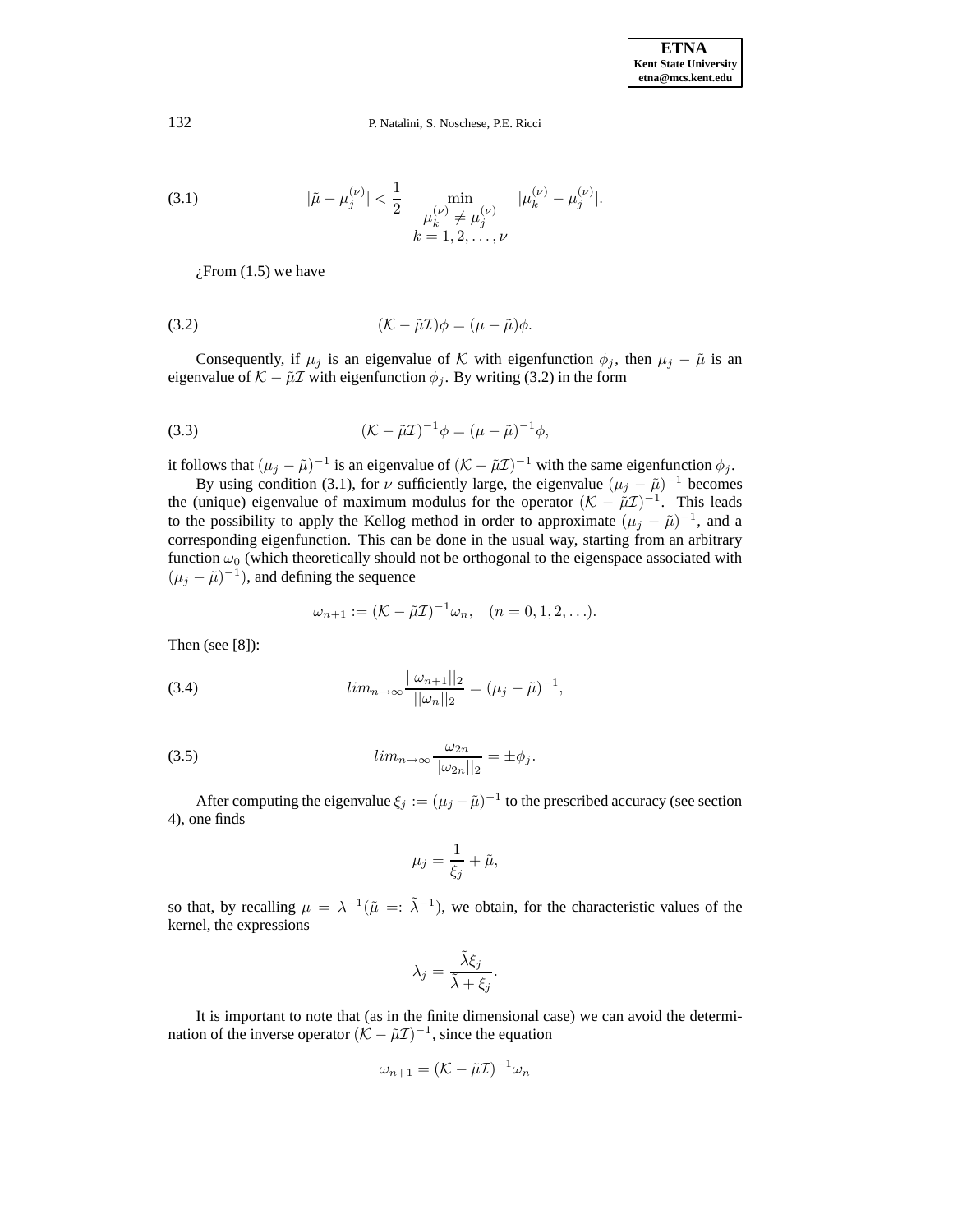$$|\tilde{\mu} - \mu_j^{(\nu)}| < \frac{1}{2} \min_{\substack{\mu_k^{(\nu)} \neq \mu_j^{(\nu)} \\ k=1,2,\ldots,\nu}} |\mu_k^{(\nu)} - \mu_j^{(\nu)}|. \tag{3.1}$$

¿From (1.5) we have

$$(\mathcal{K} - \tilde{\mu}\mathcal{I})\phi = (\mu - \tilde{\mu})\phi. \tag{3.2}$$

Consequently, if $\mu_j$ is an eigenvalue of $\mathcal{K}$ with eigenfunction $\phi_j$, then $\mu_j - \tilde{\mu}$ is an eigenvalue of $\mathcal{K} - \tilde{\mu}\mathcal{I}$ with eigenfunction $\phi_j$. By writing (3.2) in the form

$$(\mathcal{K} - \tilde{\mu}\mathcal{I})^{-1}\phi = (\mu - \tilde{\mu})^{-1}\phi, \tag{3.3}$$

it follows that $(\mu_j - \tilde{\mu})^{-1}$ is an eigenvalue of $(\mathcal{K} - \tilde{\mu}\mathcal{I})^{-1}$ with the same eigenfunction $\phi_j$.

By using condition (3.1), for $\nu$ sufficiently large, the eigenvalue $(\mu_j - \tilde{\mu})^{-1}$ becomes the (unique) eigenvalue of maximum modulus for the operator $(\mathcal{K} - \tilde{\mu}\mathcal{I})^{-1}$. This leads to the possibility to apply the Kellog method in order to approximate $(\mu_j - \tilde{\mu})^{-1}$, and a corresponding eigenfunction. This can be done in the usual way, starting from an arbitrary function $\omega_0$ (which theoretically should not be orthogonal to the eigenspace associated with $(\mu_j - \tilde{\mu})^{-1}$), and defining the sequence

$$\omega_{n+1} := (\mathcal{K} - \tilde{\mu}\mathcal{I})^{-1}\omega_n, \quad (n = 0, 1, 2, \ldots).$$

Then (see [8]):

$$lim_{n\to\infty}\frac{||\omega_{n+1}||_2}{||\omega_n||_2} = (\mu_j - \tilde{\mu})^{-1}, \tag{3.4}$$

$$lim_{n\to\infty}\frac{\omega_{2n}}{||\omega_{2n}||_2} = \pm\phi_j. \tag{3.5}$$

After computing the eigenvalue $\xi_j := (\mu_j - \tilde{\mu})^{-1}$ to the prescribed accuracy (see section 4), one finds

$$\mu_j = \frac{1}{\xi_j} + \tilde{\mu},$$

so that, by recalling $\mu = \lambda^{-1}(\tilde{\mu} =: \tilde{\lambda}^{-1})$, we obtain, for the characteristic values of the kernel, the expressions

$$\lambda_j = \frac{\tilde{\lambda}\xi_j}{\tilde{\lambda} + \xi_j}.$$

It is important to note that (as in the finite dimensional case) we can avoid the determination of the inverse operator $(\mathcal{K} - \tilde{\mu}\mathcal{I})^{-1}$, since the equation

$$\omega_{n+1} = (\mathcal{K} - \tilde{\mu}\mathcal{I})^{-1}\omega_n$$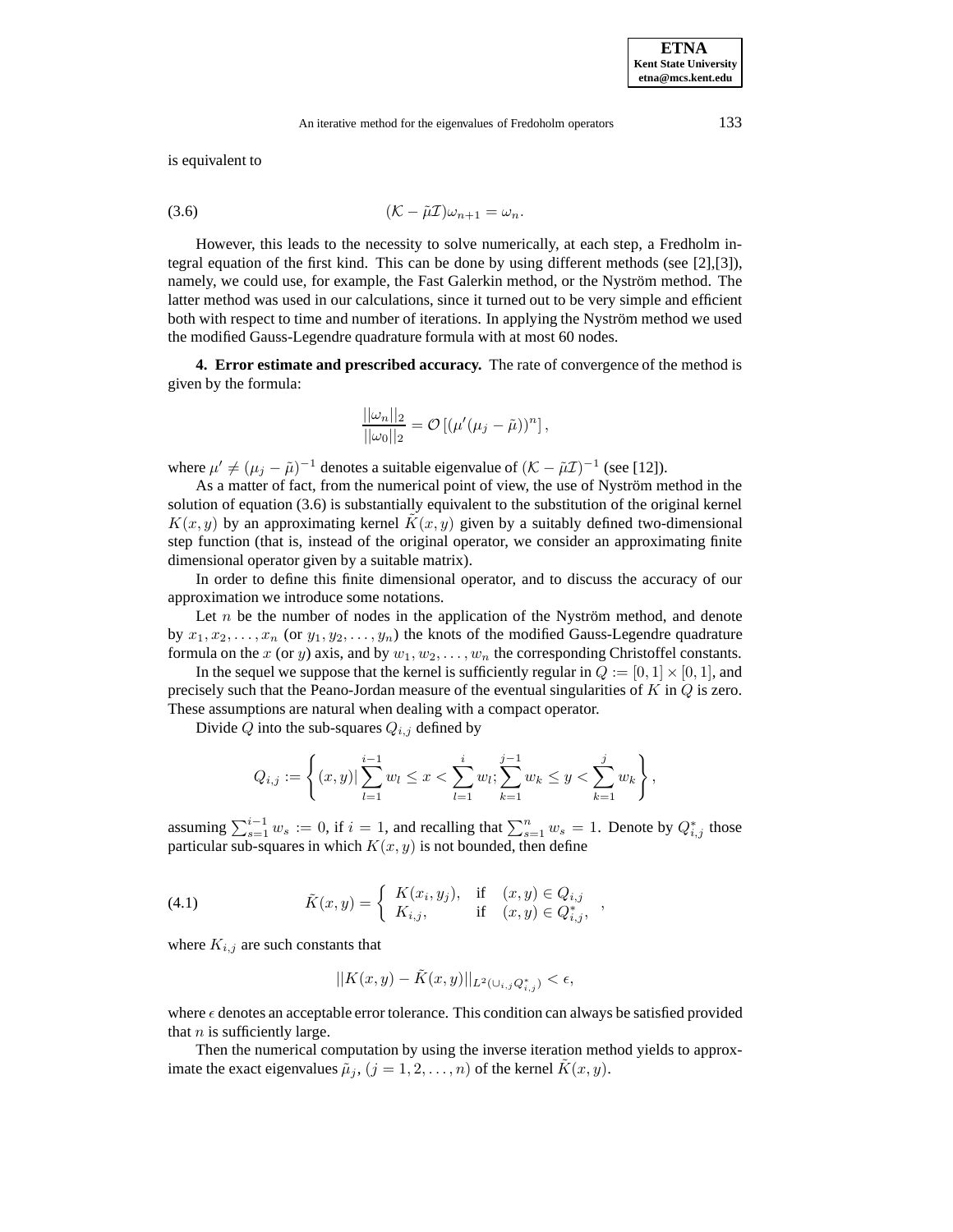is equivalent to

$$(\mathcal{K} - \tilde{\mu}\mathcal{I})\omega_{n+1} = \omega_n. \tag{3.6}$$

However, this leads to the necessity to solve numerically, at each step, a Fredholm integral equation of the first kind. This can be done by using different methods (see [2],[3]), namely, we could use, for example, the Fast Galerkin method, or the Nyström method. The latter method was used in our calculations, since it turned out to be very simple and efficient both with respect to time and number of iterations. In applying the Nyström method we used the modified Gauss-Legendre quadrature formula with at most 60 nodes.

**4. Error estimate and prescribed accuracy.** The rate of convergence of the method is given by the formula:

$$\frac{||\omega_n||_2}{||\omega_0||_2} = \mathcal{O}\left[(\mu'(\mu_j - \tilde{\mu}))^n\right],$$

where $\mu' \neq (\mu_j - \tilde{\mu})^{-1}$ denotes a suitable eigenvalue of $(\mathcal{K} - \tilde{\mu}\mathcal{I})^{-1}$ (see [12]).

As a matter of fact, from the numerical point of view, the use of Nyström method in the solution of equation (3.6) is substantially equivalent to the substitution of the original kernel $K(x, y)$ by an approximating kernel $\tilde{K}(x, y)$ given by a suitably defined two-dimensional step function (that is, instead of the original operator, we consider an approximating finite dimensional operator given by a suitable matrix).

In order to define this finite dimensional operator, and to discuss the accuracy of our approximation we introduce some notations.

Let $n$ be the number of nodes in the application of the Nyström method, and denote by $x_1, x_2, \ldots, x_n$ (or $y_1, y_2, \ldots, y_n$) the knots of the modified Gauss-Legendre quadrature formula on the $x$ (or $y$) axis, and by $w_1, w_2, \ldots, w_n$ the corresponding Christoffel constants.

In the sequel we suppose that the kernel is sufficiently regular in $Q := [0, 1] \times [0, 1]$, and precisely such that the Peano-Jordan measure of the eventual singularities of $K$ in $Q$ is zero. These assumptions are natural when dealing with a compact operator.

Divide $Q$ into the sub-squares $Q_{i,j}$ defined by

$$Q_{i,j} := \left\{ (x, y) | \sum_{l=1}^{i-1} w_l \leq x < \sum_{l=1}^{i} w_l ; \sum_{k=1}^{j-1} w_k \leq y < \sum_{k=1}^{j} w_k \right\},$$

assuming $\sum_{s=1}^{i-1} w_s := 0$, if $i = 1$, and recalling that $\sum_{s=1}^{n} w_s = 1$. Denote by $Q^*_{i,j}$ those particular sub-squares in which $K(x, y)$ is not bounded, then define

$$\tilde{K}(x, y) = \begin{cases} K(x_i, y_j), & \text{if} \quad (x, y) \in Q_{i,j} \\ K_{i,j}, & \text{if} \quad (x, y) \in Q^*_{i,j}, \end{cases} \tag{4.1}$$

where $K_{i,j}$ are such constants that

$$||K(x, y) - \tilde{K}(x, y)||_{L^2(\cup_{i,j} Q^*_{i,j})} < \epsilon,$$

where $\epsilon$ denotes an acceptable error tolerance. This condition can always be satisfied provided that $n$ is sufficiently large.

Then the numerical computation by using the inverse iteration method yields to approximate the exact eigenvalues $\tilde{\mu}_j$, $(j = 1, 2, \ldots, n)$ of the kernel $\tilde{K}(x, y)$.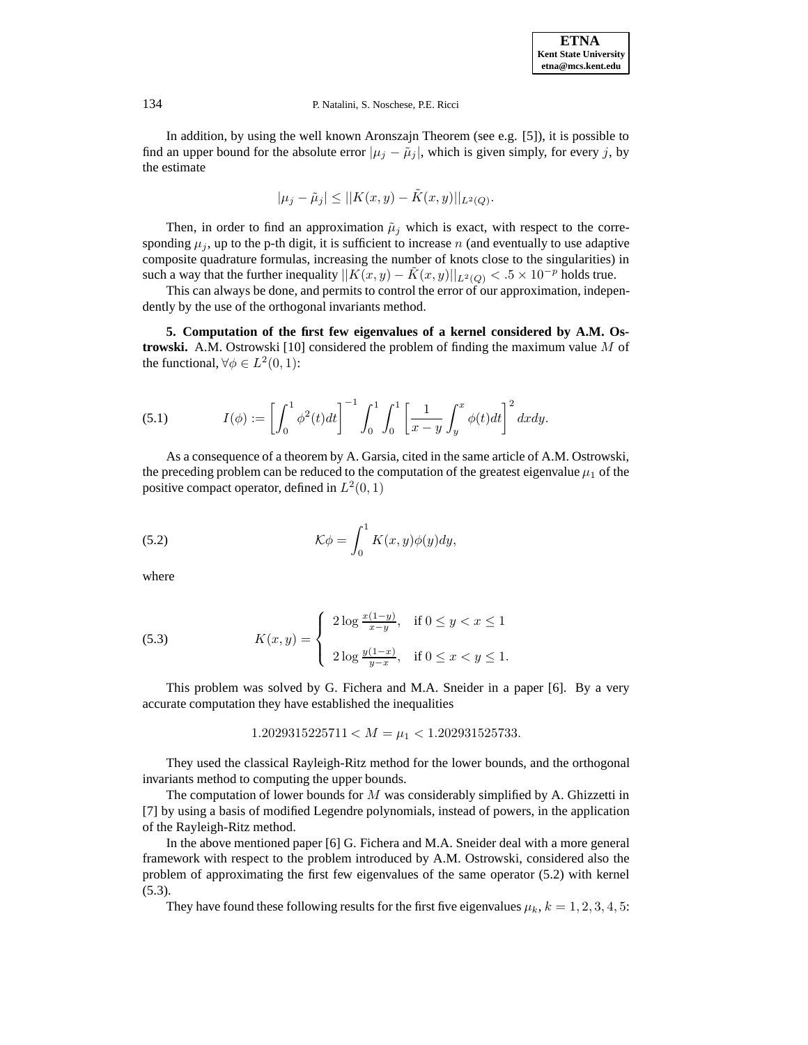In addition, by using the well known Aronszajn Theorem (see e.g. [5]), it is possible to find an upper bound for the absolute error $|\mu_j - \tilde{\mu}_j|$, which is given simply, for every $j$, by the estimate

$$|\mu_j - \tilde{\mu}_j| \leq ||K(x,y) - \tilde{K}(x,y)||_{L^2(Q)}.$$

Then, in order to find an approximation $\tilde{\mu}_j$ which is exact, with respect to the corresponding $\mu_j$, up to the p-th digit, it is sufficient to increase $n$ (and eventually to use adaptive composite quadrature formulas, increasing the number of knots close to the singularities) in such a way that the further inequality $||K(x,y) - \tilde{K}(x,y)||_{L^2(Q)} < .5 \times 10^{-p}$ holds true.

This can always be done, and permits to control the error of our approximation, independently by the use of the orthogonal invariants method.

**5. Computation of the first few eigenvalues of a kernel considered by A.M. Ostrowski.** A.M. Ostrowski [10] considered the problem of finding the maximum value $M$ of the functional, $\forall \phi \in L^2(0,1)$:

$$I(\phi) := \left[\int_0^1 \phi^2(t)dt\right]^{-1} \int_0^1 \int_0^1 \left[\frac{1}{x-y}\int_y^x \phi(t)dt\right]^2 dxdy. \tag{5.1}$$

As a consequence of a theorem by A. Garsia, cited in the same article of A.M. Ostrowski, the preceding problem can be reduced to the computation of the greatest eigenvalue $\mu_1$ of the positive compact operator, defined in $L^2(0,1)$

$$\mathcal{K}\phi = \int_0^1 K(x,y)\phi(y)dy, \tag{5.2}$$

where

$$K(x,y) = \begin{cases} 2\log\frac{x(1-y)}{x-y}, & \text{if } 0 \leq y < x \leq 1 \\ \\ 2\log\frac{y(1-x)}{y-x}, & \text{if } 0 \leq x < y \leq 1. \end{cases} \tag{5.3}$$

This problem was solved by G. Fichera and M.A. Sneider in a paper [6]. By a very accurate computation they have established the inequalities

$$1.2029315225711 < M = \mu_1 < 1.202931525733.$$

They used the classical Rayleigh-Ritz method for the lower bounds, and the orthogonal invariants method to computing the upper bounds.

The computation of lower bounds for $M$ was considerably simplified by A. Ghizzetti in [7] by using a basis of modified Legendre polynomials, instead of powers, in the application of the Rayleigh-Ritz method.

In the above mentioned paper [6] G. Fichera and M.A. Sneider deal with a more general framework with respect to the problem introduced by A.M. Ostrowski, considered also the problem of approximating the first few eigenvalues of the same operator (5.2) with kernel (5.3).

They have found these following results for the first five eigenvalues $\mu_k$, $k = 1,2,3,4,5$: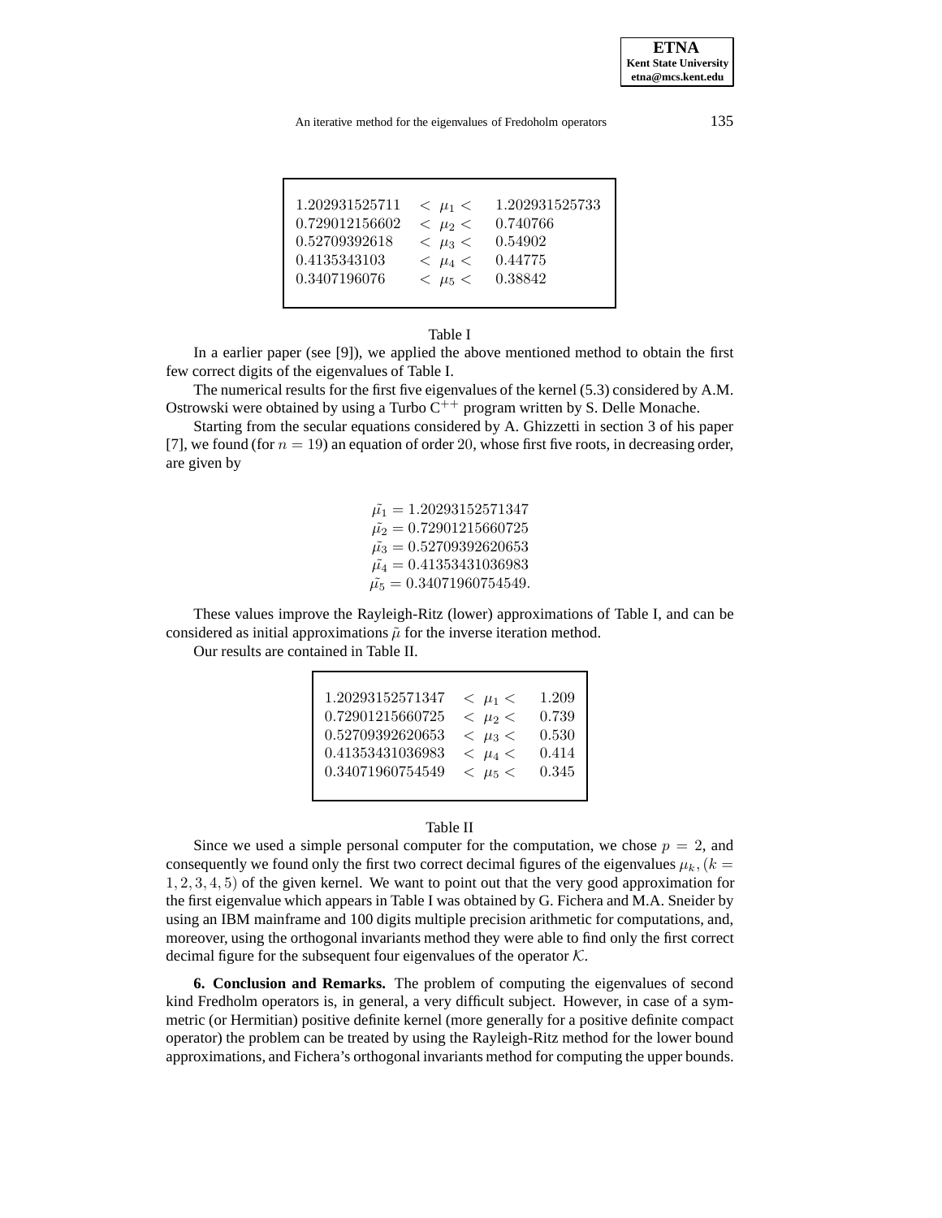| | | |
|---|---|---|
| 1.202931525711 | $< \mu_1 <$ | 1.202931525733 |
| 0.729012156602 | $< \mu_2 <$ | 0.740766 |
| 0.52709392618 | $< \mu_3 <$ | 0.54902 |
| 0.4135343103 | $< \mu_4 <$ | 0.44775 |
| 0.3407196076 | $< \mu_5 <$ | 0.38842 |

Table I

In a earlier paper (see [9]), we applied the above mentioned method to obtain the first few correct digits of the eigenvalues of Table I.

The numerical results for the first five eigenvalues of the kernel (5.3) considered by A.M. Ostrowski were obtained by using a Turbo C$^{++}$ program written by S. Delle Monache.

Starting from the secular equations considered by A. Ghizzetti in section 3 of his paper [7], we found (for $n = 19$) an equation of order 20, whose first five roots, in decreasing order, are given by

$$\tilde{\mu_1} = 1.20293152571347$$
$$\tilde{\mu_2} = 0.72901215660725$$
$$\tilde{\mu_3} = 0.52709392620653$$
$$\tilde{\mu_4} = 0.41353431036983$$
$$\tilde{\mu_5} = 0.34071960754549.$$

These values improve the Rayleigh-Ritz (lower) approximations of Table I, and can be considered as initial approximations $\tilde{\mu}$ for the inverse iteration method.

Our results are contained in Table II.

| | | |
|---|---|---|
| 1.20293152571347 | $< \mu_1 <$ | 1.209 |
| 0.72901215660725 | $< \mu_2 <$ | 0.739 |
| 0.52709392620653 | $< \mu_3 <$ | 0.530 |
| 0.41353431036983 | $< \mu_4 <$ | 0.414 |
| 0.34071960754549 | $< \mu_5 <$ | 0.345 |

Table II

Since we used a simple personal computer for the computation, we chose $p = 2$, and consequently we found only the first two correct decimal figures of the eigenvalues $\mu_k, (k = 1, 2, 3, 4, 5)$ of the given kernel. We want to point out that the very good approximation for the first eigenvalue which appears in Table I was obtained by G. Fichera and M.A. Sneider by using an IBM mainframe and 100 digits multiple precision arithmetic for computations, and, moreover, using the orthogonal invariants method they were able to find only the first correct decimal figure for the subsequent four eigenvalues of the operator $\mathcal{K}$.

**6. Conclusion and Remarks.** The problem of computing the eigenvalues of second kind Fredholm operators is, in general, a very difficult subject. However, in case of a symmetric (or Hermitian) positive definite kernel (more generally for a positive definite compact operator) the problem can be treated by using the Rayleigh-Ritz method for the lower bound approximations, and Fichera's orthogonal invariants method for computing the upper bounds.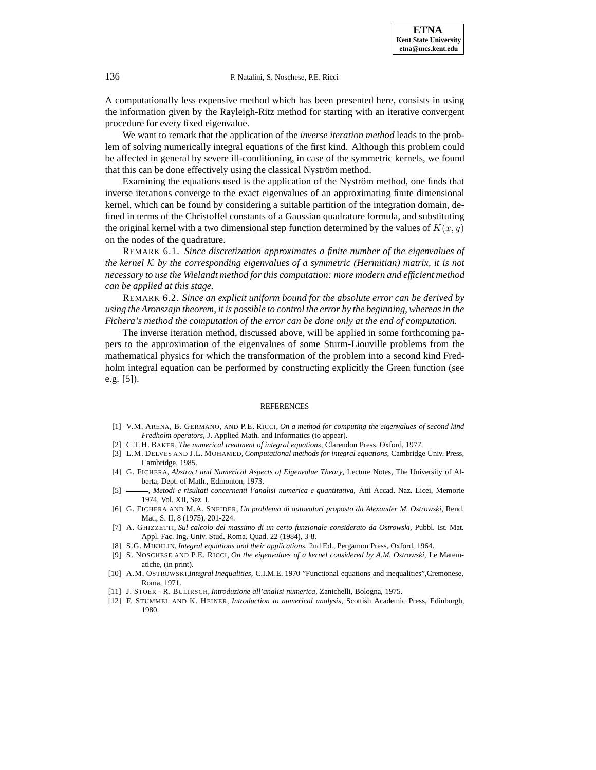A computationally less expensive method which has been presented here, consists in using the information given by the Rayleigh-Ritz method for starting with an iterative convergent procedure for every fixed eigenvalue.

We want to remark that the application of the *inverse iteration method* leads to the problem of solving numerically integral equations of the first kind. Although this problem could be affected in general by severe ill-conditioning, in case of the symmetric kernels, we found that this can be done effectively using the classical Nyström method.

Examining the equations used is the application of the Nyström method, one finds that inverse iterations converge to the exact eigenvalues of an approximating finite dimensional kernel, which can be found by considering a suitable partition of the integration domain, defined in terms of the Christoffel constants of a Gaussian quadrature formula, and substituting the original kernel with a two dimensional step function determined by the values of $K(x, y)$ on the nodes of the quadrature.

REMARK 6.1. *Since discretization approximates a finite number of the eigenvalues of the kernel $\mathcal{K}$ by the corresponding eigenvalues of a symmetric (Hermitian) matrix, it is not necessary to use the Wielandt method for this computation: more modern and efficient method can be applied at this stage.*

REMARK 6.2. *Since an explicit uniform bound for the absolute error can be derived by using the Aronszajn theorem, it is possible to control the error by the beginning, whereas in the Fichera's method the computation of the error can be done only at the end of computation.*

The inverse iteration method, discussed above, will be applied in some forthcoming papers to the approximation of the eigenvalues of some Sturm-Liouville problems from the mathematical physics for which the transformation of the problem into a second kind Fredholm integral equation can be performed by constructing explicitly the Green function (see e.g. [5]).

## REFERENCES

[1] V.M. ARENA, B. GERMANO, AND P.E. RICCI, *On a method for computing the eigenvalues of second kind Fredholm operators*, J. Applied Math. and Informatics (to appear).

[2] C.T.H. BAKER, *The numerical treatment of integral equations*, Clarendon Press, Oxford, 1977.

[3] L.M. DELVES AND J.L. MOHAMED, *Computational methods for integral equations*, Cambridge Univ. Press, Cambridge, 1985.

[4] G. FICHERA, *Abstract and Numerical Aspects of Eigenvalue Theory*, Lecture Notes, The University of Alberta, Dept. of Math., Edmonton, 1973.

[5] ———, *Metodi e risultati concernenti l'analisi numerica e quantitativa*, Atti Accad. Naz. Licei, Memorie 1974, Vol. XII, Sez. I.

[6] G. FICHERA AND M.A. SNEIDER, *Un problema di autovalori proposto da Alexander M. Ostrowski*, Rend. Mat., S. II, 8 (1975), 201-224.

[7] A. GHIZZETTI, *Sul calcolo del massimo di un certo funzionale considerato da Ostrowski*, Pubbl. Ist. Mat. Appl. Fac. Ing. Univ. Stud. Roma. Quad. 22 (1984), 3-8.

[8] S.G. MIKHLIN, *Integral equations and their applications*, 2nd Ed., Pergamon Press, Oxford, 1964.

[9] S. NOSCHESE AND P.E. RICCI, *On the eigenvalues of a kernel considered by A.M. Ostrowski*, Le Matematiche, (in print).

[10] A.M. OSTROWSKI,*Integral Inequalities*, C.I.M.E. 1970 "Functional equations and inequalities",Cremonese, Roma, 1971.

[11] J. STOER - R. BULIRSCH, *Introduzione all'analisi numerica*, Zanichelli, Bologna, 1975.

[12] F. STUMMEL AND K. HEINER, *Introduction to numerical analysis*, Scottish Academic Press, Edinburgh, 1980.